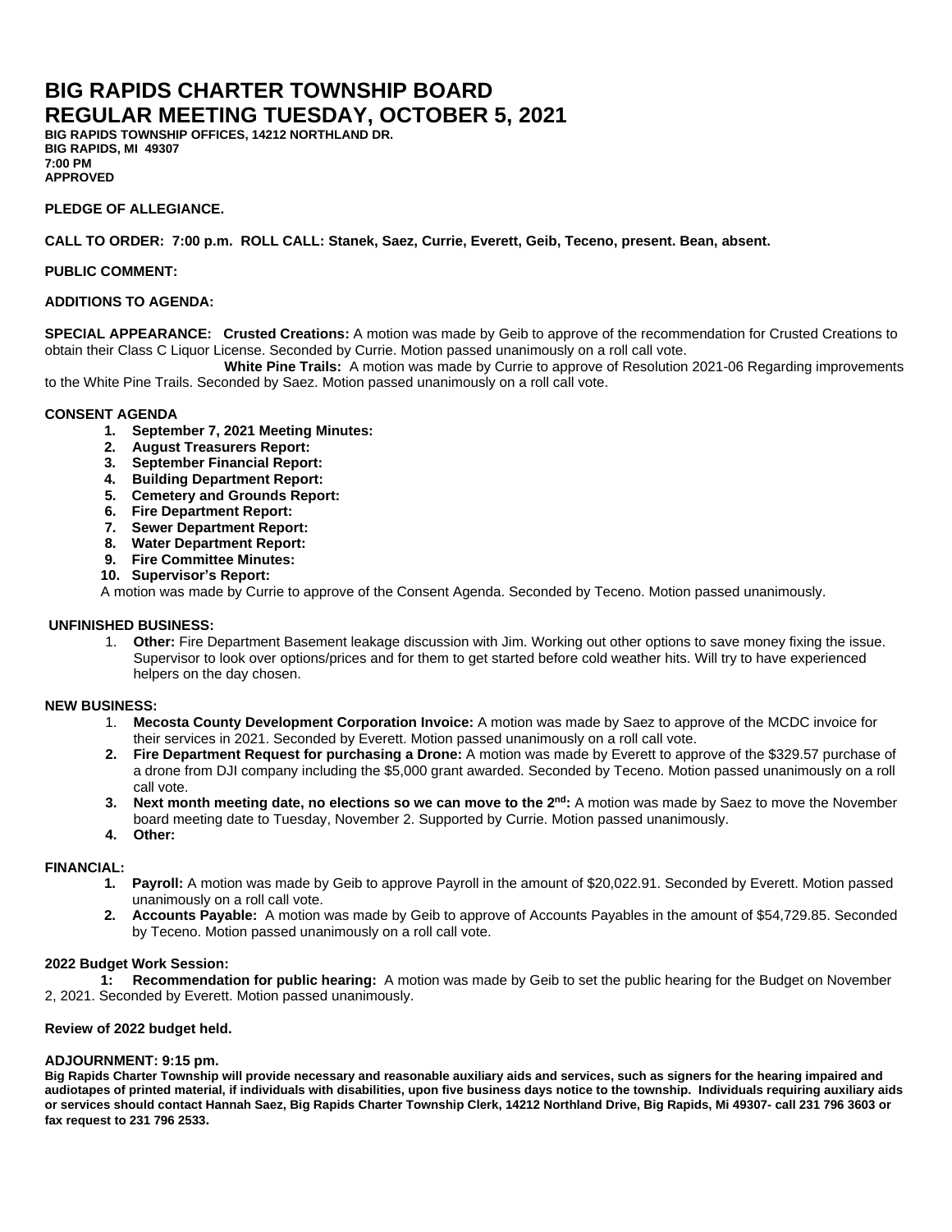# BIG RAPIDS CHARTER TOWNSHIP BOARD
# REGULAR MEETING TUESDAY, OCTOBER 5, 2021

**BIG RAPIDS TOWNSHIP OFFICES, 14212 NORTHLAND DR.**
**BIG RAPIDS, MI 49307**
**7:00 PM**
**APPROVED**

**PLEDGE OF ALLEGIANCE.**

**CALL TO ORDER: 7:00 p.m. ROLL CALL: Stanek, Saez, Currie, Everett, Geib, Teceno, present. Bean, absent.**

**PUBLIC COMMENT:**

**ADDITIONS TO AGENDA:**

**SPECIAL APPEARANCE: Crusted Creations:** A motion was made by Geib to approve of the recommendation for Crusted Creations to obtain their Class C Liquor License. Seconded by Currie. Motion passed unanimously on a roll call vote.

**White Pine Trails:** A motion was made by Currie to approve of Resolution 2021-06 Regarding improvements to the White Pine Trails. Seconded by Saez. Motion passed unanimously on a roll call vote.

**CONSENT AGENDA**

1. **September 7, 2021 Meeting Minutes:**
2. **August Treasurers Report:**
3. **September Financial Report:**
4. **Building Department Report:**
5. **Cemetery and Grounds Report:**
6. **Fire Department Report:**
7. **Sewer Department Report:**
8. **Water Department Report:**
9. **Fire Committee Minutes:**
10. **Supervisor's Report:**

A motion was made by Currie to approve of the Consent Agenda. Seconded by Teceno. Motion passed unanimously.

**UNFINISHED BUSINESS:**

1. **Other:** Fire Department Basement leakage discussion with Jim. Working out other options to save money fixing the issue. Supervisor to look over options/prices and for them to get started before cold weather hits. Will try to have experienced helpers on the day chosen.

**NEW BUSINESS:**

1. **Mecosta County Development Corporation Invoice:** A motion was made by Saez to approve of the MCDC invoice for their services in 2021. Seconded by Everett. Motion passed unanimously on a roll call vote.
2. **Fire Department Request for purchasing a Drone:** A motion was made by Everett to approve of the $329.57 purchase of a drone from DJI company including the $5,000 grant awarded. Seconded by Teceno. Motion passed unanimously on a roll call vote.
3. **Next month meeting date, no elections so we can move to the 2nd:** A motion was made by Saez to move the November board meeting date to Tuesday, November 2. Supported by Currie. Motion passed unanimously.
4. **Other:**

**FINANCIAL:**

1. **Payroll:** A motion was made by Geib to approve Payroll in the amount of $20,022.91. Seconded by Everett. Motion passed unanimously on a roll call vote.
2. **Accounts Payable:** A motion was made by Geib to approve of Accounts Payables in the amount of $54,729.85. Seconded by Teceno. Motion passed unanimously on a roll call vote.

**2022 Budget Work Session:**

**1: Recommendation for public hearing:** A motion was made by Geib to set the public hearing for the Budget on November 2, 2021. Seconded by Everett. Motion passed unanimously.

**Review of 2022 budget held.**

**ADJOURNMENT: 9:15 pm.**

**Big Rapids Charter Township will provide necessary and reasonable auxiliary aids and services, such as signers for the hearing impaired and audiotapes of printed material, if individuals with disabilities, upon five business days notice to the township. Individuals requiring auxiliary aids or services should contact Hannah Saez, Big Rapids Charter Township Clerk, 14212 Northland Drive, Big Rapids, Mi 49307- call 231 796 3603 or fax request to 231 796 2533.**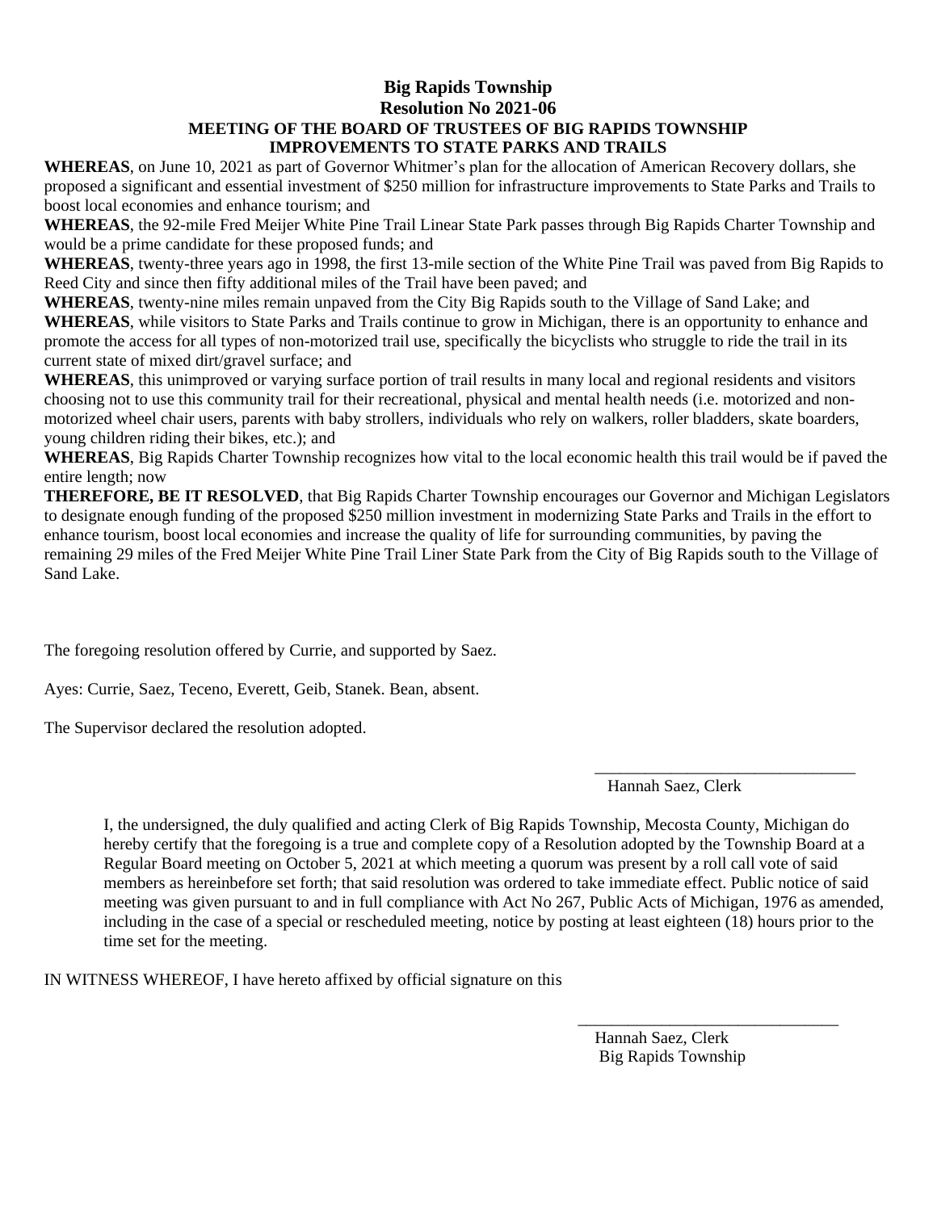# Big Rapids Township

## Resolution No 2021-06

### MEETING OF THE BOARD OF TRUSTEES OF BIG RAPIDS TOWNSHIP

### IMPROVEMENTS TO STATE PARKS AND TRAILS

**WHEREAS**, on June 10, 2021 as part of Governor Whitmer's plan for the allocation of American Recovery dollars, she proposed a significant and essential investment of $250 million for infrastructure improvements to State Parks and Trails to boost local economies and enhance tourism; and

**WHEREAS**, the 92-mile Fred Meijer White Pine Trail Linear State Park passes through Big Rapids Charter Township and would be a prime candidate for these proposed funds; and

**WHEREAS**, twenty-three years ago in 1998, the first 13-mile section of the White Pine Trail was paved from Big Rapids to Reed City and since then fifty additional miles of the Trail have been paved; and

**WHEREAS**, twenty-nine miles remain unpaved from the City Big Rapids south to the Village of Sand Lake; and

**WHEREAS**, while visitors to State Parks and Trails continue to grow in Michigan, there is an opportunity to enhance and promote the access for all types of non-motorized trail use, specifically the bicyclists who struggle to ride the trail in its current state of mixed dirt/gravel surface; and

**WHEREAS**, this unimproved or varying surface portion of trail results in many local and regional residents and visitors choosing not to use this community trail for their recreational, physical and mental health needs (i.e. motorized and non-motorized wheel chair users, parents with baby strollers, individuals who rely on walkers, roller bladders, skate boarders, young children riding their bikes, etc.); and

**WHEREAS**, Big Rapids Charter Township recognizes how vital to the local economic health this trail would be if paved the entire length; now

**THEREFORE, BE IT RESOLVED**, that Big Rapids Charter Township encourages our Governor and Michigan Legislators to designate enough funding of the proposed $250 million investment in modernizing State Parks and Trails in the effort to enhance tourism, boost local economies and increase the quality of life for surrounding communities, by paving the remaining 29 miles of the Fred Meijer White Pine Trail Liner State Park from the City of Big Rapids south to the Village of Sand Lake.

The foregoing resolution offered by Currie, and supported by Saez.

Ayes: Currie, Saez, Teceno, Everett, Geib, Stanek. Bean, absent.

The Supervisor declared the resolution adopted.

\_\_\_\_\_\_\_\_\_\_\_\_\_\_\_\_\_\_\_\_\_\_\_\_\_\_\_\_\_\_\_\_

Hannah Saez, Clerk

I, the undersigned, the duly qualified and acting Clerk of Big Rapids Township, Mecosta County, Michigan do hereby certify that the foregoing is a true and complete copy of a Resolution adopted by the Township Board at a Regular Board meeting on October 5, 2021 at which meeting a quorum was present by a roll call vote of said members as hereinbefore set forth; that said resolution was ordered to take immediate effect. Public notice of said meeting was given pursuant to and in full compliance with Act No 267, Public Acts of Michigan, 1976 as amended, including in the case of a special or rescheduled meeting, notice by posting at least eighteen (18) hours prior to the time set for the meeting.

IN WITNESS WHEREOF, I have hereto affixed by official signature on this

\_\_\_\_\_\_\_\_\_\_\_\_\_\_\_\_\_\_\_\_\_\_\_\_\_\_\_\_\_\_\_\_

Hannah Saez, Clerk
Big Rapids Township